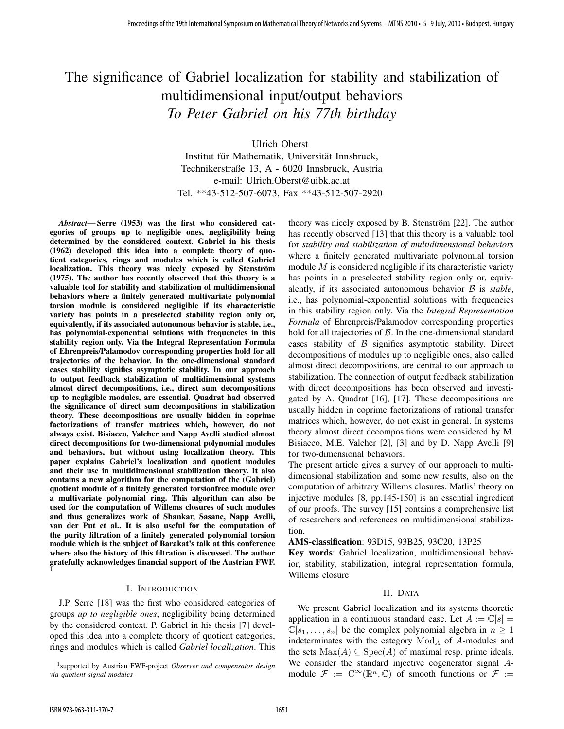# The significance of Gabriel localization for stability and stabilization of multidimensional input/output behaviors

*To Peter Gabriel on his 77th birthday*

Ulrich Oberst
Institut für Mathematik, Universität Innsbruck,
Technikerstraße 13, A - 6020 Innsbruck, Austria
e-mail: Ulrich.Oberst@uibk.ac.at
Tel. **43-512-507-6073, Fax **43-512-507-2920

***Abstract*— Serre (1953) was the first who considered categories of groups up to negligible ones, negligibility being determined by the considered context. Gabriel in his thesis (1962) developed this idea into a complete theory of quotient categories, rings and modules which is called Gabriel localization. This theory was nicely exposed by Stenström (1975). The author has recently observed that this theory is a valuable tool for stability and stabilization of multidimensional behaviors where a finitely generated multivariate polynomial torsion module is considered negligible if its characteristic variety has points in a preselected stability region only or, equivalently, if its associated autonomous behavior is stable, i.e., has polynomial-exponential solutions with frequencies in this stability region only. Via the Integral Representation Formula of Ehrenpreis/Palamodov corresponding properties hold for all trajectories of the behavior. In the one-dimensional standard cases stability signifies asymptotic stability. In our approach to output feedback stabilization of multidimensional systems almost direct decompositions, i.e., direct sum decompositions up to negligible modules, are essential. Quadrat had observed the significance of direct sum decompositions in stabilization theory. These decompositions are usually hidden in coprime factorizations of transfer matrices which, however, do not always exist. Bisiacco, Valcher and Napp Avelli studied almost direct decompositions for two-dimensional polynomial modules and behaviors, but without using localization theory. This paper explains Gabriel's localization and quotient modules and their use in multidimensional stabilization theory. It also contains a new algorithm for the computation of the (Gabriel) quotient module of a finitely generated torsionfree module over a multivariate polynomial ring. This algorithm can also be used for the computation of Willems closures of such modules and thus generalizes work of Shankar, Sasane, Napp Avelli, van der Put et al.. It is also useful for the computation of the purity filtration of a finitely generated polynomial torsion module which is the subject of Barakat's talk at this conference where also the history of this filtration is discussed. The author gratefully acknowledges financial support of the Austrian FWF.** [1]

## I. Introduction

J.P. Serre [18] was the first who considered categories of groups *up to negligible ones*, negligibility being determined by the considered context. P. Gabriel in his thesis [7] developed this idea into a complete theory of quotient categories, rings and modules which is called *Gabriel localization*. This theory was nicely exposed by B. Stenström [22]. The author has recently observed [13] that this theory is a valuable tool for *stability and stabilization of multidimensional behaviors* where a finitely generated multivariate polynomial torsion module $M$ is considered negligible if its characteristic variety has points in a preselected stability region only or, equivalently, if its associated autonomous behavior $\mathcal{B}$ is *stable*, i.e., has polynomial-exponential solutions with frequencies in this stability region only. Via the *Integral Representation Formula* of Ehrenpreis/Palamodov corresponding properties hold for all trajectories of $\mathcal{B}$. In the one-dimensional standard cases stability of $\mathcal{B}$ signifies asymptotic stability. Direct decompositions of modules up to negligible ones, also called almost direct decompositions, are central to our approach to stabilization. The connection of output feedback stabilization with direct decompositions has been observed and investigated by A. Quadrat [16], [17]. These decompositions are usually hidden in coprime factorizations of rational transfer matrices which, however, do not exist in general. In systems theory almost direct decompositions were considered by M. Bisiacco, M.E. Valcher [2], [3] and by D. Napp Avelli [9] for two-dimensional behaviors.

The present article gives a survey of our approach to multidimensional stabilization and some new results, also on the computation of arbitrary Willems closures. Matlis' theory on injective modules [8, pp.145-150] is an essential ingredient of our proofs. The survey [15] contains a comprehensive list of researchers and references on multidimensional stabilization.

**AMS-classification**: 93D15, 93B25, 93C20, 13P25

**Key words**: Gabriel localization, multidimensional behavior, stability, stabilization, integral representation formula, Willems closure

## II. Data

We present Gabriel localization and its systems theoretic application in a continuous standard case. Let $A := \mathbb{C}[s] = \mathbb{C}[s_1, \ldots, s_n]$ be the complex polynomial algebra in $n \geq 1$ indeterminates with the category $\mathrm{Mod}_A$ of $A$-modules and the sets $\mathrm{Max}(A) \subseteq \mathrm{Spec}(A)$ of maximal resp. prime ideals. We consider the standard injective cogenerator signal $A$-module $\mathcal{F} := \mathrm{C}^\infty(\mathbb{R}^n, \mathbb{C})$ of smooth functions or $\mathcal{F} :=$

[1] supported by Austrian FWF-project *Observer and compensator design via quotient signal modules*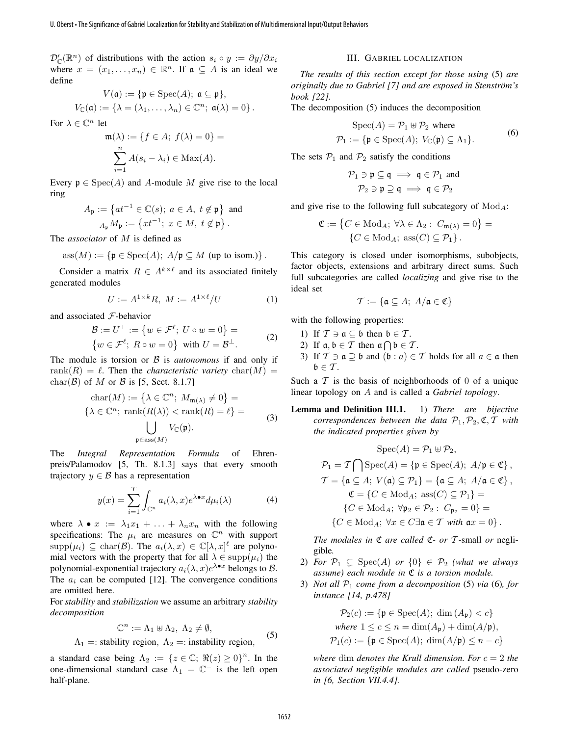$\mathcal{D}'_{\mathbb{C}}(\mathbb{R}^n)$ of distributions with the action $s_i \circ y := \partial y/\partial x_i$ where $x = (x_1, \ldots, x_n) \in \mathbb{R}^n$. If $\mathfrak{a} \subseteq A$ is an ideal we define

$$V(\mathfrak{a}) := \{\mathfrak{p} \in \mathrm{Spec}(A);\ \mathfrak{a} \subseteq \mathfrak{p}\},$$
$$V_{\mathbb{C}}(\mathfrak{a}) := \{\lambda = (\lambda_1, \ldots, \lambda_n) \in \mathbb{C}^n;\ \mathfrak{a}(\lambda) = 0\}.$$

For $\lambda \in \mathbb{C}^n$ let

$$\mathfrak{m}(\lambda) := \{f \in A;\ f(\lambda) = 0\} = \sum_{i=1}^{n} A(s_i - \lambda_i) \in \mathrm{Max}(A).$$

Every $\mathfrak{p} \in \mathrm{Spec}(A)$ and $A$-module $M$ give rise to the local ring

$$A_{\mathfrak{p}} := \{at^{-1} \in \mathbb{C}(s);\ a \in A,\ t \notin \mathfrak{p}\} \text{ and}$$
$${}_{A_{\mathfrak{p}}}M_{\mathfrak{p}} := \{xt^{-1};\ x \in M,\ t \notin \mathfrak{p}\}.$$

The *associator* of $M$ is defined as

$$\mathrm{ass}(M) := \{\mathfrak{p} \in \mathrm{Spec}(A);\ A/\mathfrak{p} \subseteq M \text{ (up to isom.)}\}.$$

Consider a matrix $R \in A^{k\times \ell}$ and its associated finitely generated modules

$$U := A^{1\times k}R,\ M := A^{1\times \ell}/U \tag{1}$$

and associated $\mathcal{F}$-behavior

$$\mathcal{B} := U^{\perp} := \{w \in \mathcal{F}^{\ell};\ U \circ w = 0\} = \{w \in \mathcal{F}^{\ell};\ R \circ w = 0\} \text{ with } U = \mathcal{B}^{\perp}. \tag{2}$$

The module is torsion or $\mathcal{B}$ is *autonomous* if and only if $\mathrm{rank}(R) = \ell$. Then the *characteristic variety* $\mathrm{char}(M) = \mathrm{char}(\mathcal{B})$ of $M$ or $\mathcal{B}$ is [5, Sect. 8.1.7]

$$\mathrm{char}(M) := \{\lambda \in \mathbb{C}^n;\ M_{\mathfrak{m}(\lambda)} \neq 0\} = \{\lambda \in \mathbb{C}^n;\ \mathrm{rank}(R(\lambda)) < \mathrm{rank}(R) = \ell\} = \bigcup_{\mathfrak{p}\in\mathrm{ass}(M)} V_{\mathbb{C}}(\mathfrak{p}). \tag{3}$$

The *Integral Representation Formula* of Ehrenpreis/Palamodov [5, Th. 8.1.3] says that every smooth trajectory $y \in \mathcal{B}$ has a representation

$$y(x) = \sum_{i=1}^{T} \int_{\mathbb{C}^n} a_i(\lambda, x) e^{\lambda \bullet x} d\mu_i(\lambda) \tag{4}$$

where $\lambda \bullet x := \lambda_1 x_1 + \ldots + \lambda_n x_n$ with the following specifications: The $\mu_i$ are measures on $\mathbb{C}^n$ with support $\mathrm{supp}(\mu_i) \subseteq \mathrm{char}(\mathcal{B})$. The $a_i(\lambda, x) \in \mathbb{C}[\lambda, x]^{\ell}$ are polynomial vectors with the property that for all $\lambda \in \mathrm{supp}(\mu_i)$ the polynomial-exponential trajectory $a_i(\lambda, x)e^{\lambda\bullet x}$ belongs to $\mathcal{B}$. The $a_i$ can be computed [12]. The convergence conditions are omitted here.

For *stability* and *stabilization* we assume an arbitrary *stability decomposition*

$$\mathbb{C}^n := \Lambda_1 \uplus \Lambda_2,\ \Lambda_2 \neq \emptyset,$$
$$\Lambda_1 =: \text{stability region},\ \Lambda_2 =: \text{instability region}, \tag{5}$$

a standard case being $\Lambda_2 := \{z \in \mathbb{C};\ \Re(z) \geq 0\}^n$. In the one-dimensional standard case $\Lambda_1 = \mathbb{C}^-$ is the left open half-plane.

## III. Gabriel localization

*The results of this section except for those using* (5) *are originally due to Gabriel [7] and are exposed in Stenström's book [22].*

The decomposition (5) induces the decomposition

$$\mathrm{Spec}(A) = \mathcal{P}_1 \uplus \mathcal{P}_2 \text{ where}$$
$$\mathcal{P}_1 := \{\mathfrak{p} \in \mathrm{Spec}(A);\ V_{\mathbb{C}}(\mathfrak{p}) \subseteq \Lambda_1\}. \tag{6}$$

The sets $\mathcal{P}_1$ and $\mathcal{P}_2$ satisfy the conditions

$$\mathcal{P}_1 \ni \mathfrak{p} \subseteq \mathfrak{q} \implies \mathfrak{q} \in \mathcal{P}_1 \text{ and}$$
$$\mathcal{P}_2 \ni \mathfrak{p} \supseteq \mathfrak{q} \implies \mathfrak{q} \in \mathcal{P}_2$$

and give rise to the following full subcategory of $\mathrm{Mod}_A$:

$$\mathfrak{C} := \{C \in \mathrm{Mod}_A;\ \forall \lambda \in \Lambda_2 :\ C_{\mathfrak{m}(\lambda)} = 0\} = \{C \in \mathrm{Mod}_A;\ \mathrm{ass}(C) \subseteq \mathcal{P}_1\}.$$

This category is closed under isomorphisms, subobjects, factor objects, extensions and arbitrary direct sums. Such full subcategories are called *localizing* and give rise to the ideal set

$$\mathcal{T} := \{\mathfrak{a} \subseteq A;\ A/\mathfrak{a} \in \mathfrak{C}\}$$

with the following properties:

1) If $\mathcal{T} \ni \mathfrak{a} \subseteq \mathfrak{b}$ then $\mathfrak{b} \in \mathcal{T}$.
2) If $\mathfrak{a}, \mathfrak{b} \in \mathcal{T}$ then $\mathfrak{a} \bigcap \mathfrak{b} \in \mathcal{T}$.
3) If $\mathcal{T} \ni \mathfrak{a} \supseteq \mathfrak{b}$ and $(\mathfrak{b} : a) \in \mathcal{T}$ holds for all $a \in \mathfrak{a}$ then $\mathfrak{b} \in \mathcal{T}$.

Such a $\mathcal{T}$ is the basis of neighborhoods of 0 of a unique linear topology on $A$ and is called a *Gabriel topology*.

**Lemma and Definition III.1.** 1) *There are bijective correspondences between the data $\mathcal{P}_1, \mathcal{P}_2, \mathfrak{C}, \mathcal{T}$ with the indicated properties given by*

$$\mathrm{Spec}(A) = \mathcal{P}_1 \uplus \mathcal{P}_2,$$
$$\mathcal{P}_1 = \mathcal{T} \bigcap \mathrm{Spec}(A) = \{\mathfrak{p} \in \mathrm{Spec}(A);\ A/\mathfrak{p} \in \mathfrak{C}\},$$
$$\mathcal{T} = \{\mathfrak{a} \subseteq A;\ V(\mathfrak{a}) \subseteq \mathcal{P}_1\} = \{\mathfrak{a} \subseteq A;\ A/\mathfrak{a} \in \mathfrak{C}\},$$
$$\mathfrak{C} = \{C \in \mathrm{Mod}_A;\ \mathrm{ass}(C) \subseteq \mathcal{P}_1\} =$$
$$\{C \in \mathrm{Mod}_A;\ \forall \mathfrak{p}_2 \in \mathcal{P}_2 :\ C_{\mathfrak{p}_2} = 0\} =$$
$$\{C \in \mathrm{Mod}_A;\ \forall x \in C \exists \mathfrak{a} \in \mathcal{T} \text{ with } \mathfrak{a}x = 0\}.$$

*The modules in $\mathfrak{C}$ are called $\mathfrak{C}$- or $\mathcal{T}$-small or* negligible*.*

2) *For $\mathcal{P}_1 \subsetneq \mathrm{Spec}(A)$ or $\{0\} \in \mathcal{P}_2$ (what we always assume) each module in $\mathfrak{C}$ is a torsion module.*

3) *Not all $\mathcal{P}_1$ come from a decomposition* (5) *via* (6)*, for instance [14, p.478]*

$$\mathcal{P}_2(c) := \{\mathfrak{p} \in \mathrm{Spec}(A);\ \dim(A_{\mathfrak{p}}) < c\}$$
$$\textit{where } 1 \leq c \leq n = \dim(A_{\mathfrak{p}}) + \dim(A/\mathfrak{p}),$$
$$\mathcal{P}_1(c) := \{\mathfrak{p} \in \mathrm{Spec}(A);\ \dim(A/\mathfrak{p}) \leq n - c\}$$

*where* $\dim$ *denotes the Krull dimension. For $c = 2$ the associated negligible modules are called* pseudo-zero *in [6, Section VII.4.4].*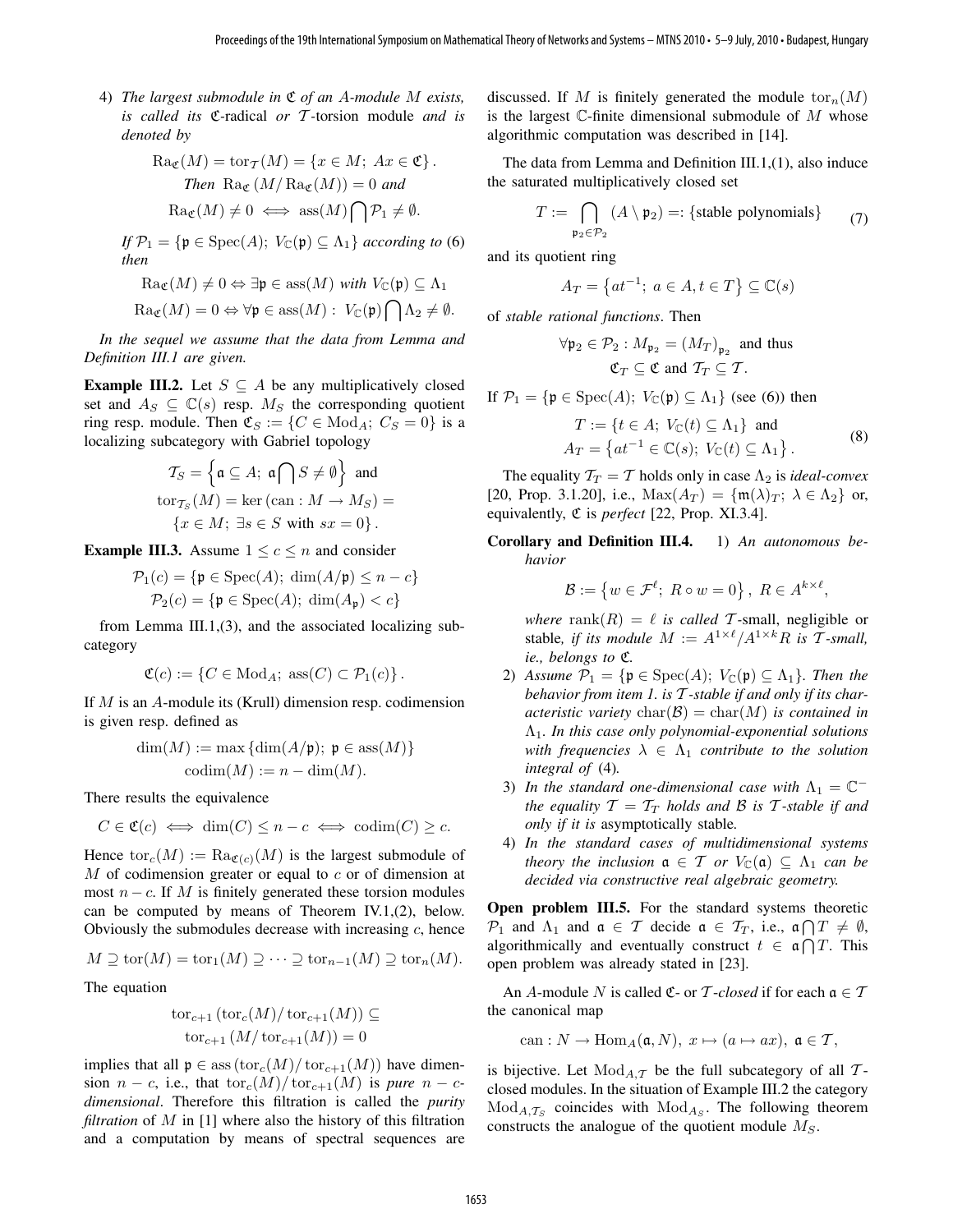4) *The largest submodule in $\mathfrak{C}$ of an $A$-module $M$ exists, is called its* $\mathfrak{C}$-radical *or* $\mathcal{T}$-torsion module *and is denoted by*

$$\mathrm{Ra}_{\mathfrak{C}}(M) = \mathrm{tor}_{\mathcal{T}}(M) = \{x \in M;\ Ax \in \mathfrak{C}\}.$$

*Then* $\mathrm{Ra}_{\mathfrak{C}}(M/\mathrm{Ra}_{\mathfrak{C}}(M)) = 0$ *and*

$$\mathrm{Ra}_{\mathfrak{C}}(M) \neq 0 \iff \mathrm{ass}(M) \bigcap \mathcal{P}_1 \neq \emptyset.$$

*If $\mathcal{P}_1 = \{\mathfrak{p} \in \mathrm{Spec}(A);\ V_{\mathbb{C}}(\mathfrak{p}) \subseteq \Lambda_1\}$ according to* (6) *then*

$$\mathrm{Ra}_{\mathfrak{C}}(M) \neq 0 \Leftrightarrow \exists \mathfrak{p} \in \mathrm{ass}(M) \text{ with } V_{\mathbb{C}}(\mathfrak{p}) \subseteq \Lambda_1$$
$$\mathrm{Ra}_{\mathfrak{C}}(M) = 0 \Leftrightarrow \forall \mathfrak{p} \in \mathrm{ass}(M):\ V_{\mathbb{C}}(\mathfrak{p}) \bigcap \Lambda_2 \neq \emptyset.$$

*In the sequel we assume that the data from Lemma and Definition III.1 are given.*

**Example III.2.** Let $S \subseteq A$ be any multiplicatively closed set and $A_S \subseteq \mathbb{C}(s)$ resp. $M_S$ the corresponding quotient ring resp. module. Then $\mathfrak{C}_S := \{C \in \mathrm{Mod}_A;\ C_S = 0\}$ is a localizing subcategory with Gabriel topology

$$\mathcal{T}_S = \left\{\mathfrak{a} \subseteq A;\ \mathfrak{a} \bigcap S \neq \emptyset\right\} \text{ and}$$
$$\mathrm{tor}_{\mathcal{T}_S}(M) = \ker(\mathrm{can}: M \to M_S) =$$
$$\{x \in M;\ \exists s \in S \text{ with } sx = 0\}.$$

**Example III.3.** Assume $1 \leq c \leq n$ and consider

$$\mathcal{P}_1(c) = \{\mathfrak{p} \in \mathrm{Spec}(A);\ \dim(A/\mathfrak{p}) \leq n - c\}$$
$$\mathcal{P}_2(c) = \{\mathfrak{p} \in \mathrm{Spec}(A);\ \dim(A_{\mathfrak{p}}) < c\}$$

from Lemma III.1,(3), and the associated localizing subcategory

$$\mathfrak{C}(c) := \{C \in \mathrm{Mod}_A;\ \mathrm{ass}(C) \subset \mathcal{P}_1(c)\}.$$

If $M$ is an $A$-module its (Krull) dimension resp. codimension is given resp. defined as

$$\dim(M) := \max\{\dim(A/\mathfrak{p});\ \mathfrak{p} \in \mathrm{ass}(M)\}$$
$$\mathrm{codim}(M) := n - \dim(M).$$

There results the equivalence

$$C \in \mathfrak{C}(c) \iff \dim(C) \leq n - c \iff \mathrm{codim}(C) \geq c.$$

Hence $\mathrm{tor}_c(M) := \mathrm{Ra}_{\mathfrak{C}(c)}(M)$ is the largest submodule of $M$ of codimension greater or equal to $c$ or of dimension at most $n - c$. If $M$ is finitely generated these torsion modules can be computed by means of Theorem IV.1,(2), below. Obviously the submodules decrease with increasing $c$, hence

$$M \supseteq \mathrm{tor}(M) = \mathrm{tor}_1(M) \supseteq \cdots \supseteq \mathrm{tor}_{n-1}(M) \supseteq \mathrm{tor}_n(M).$$

The equation

$$\mathrm{tor}_{c+1}(\mathrm{tor}_c(M)/\mathrm{tor}_{c+1}(M)) \subseteq$$
$$\mathrm{tor}_{c+1}(M/\mathrm{tor}_{c+1}(M)) = 0$$

implies that all $\mathfrak{p} \in \mathrm{ass}(\mathrm{tor}_c(M)/\mathrm{tor}_{c+1}(M))$ have dimension $n - c$, i.e., that $\mathrm{tor}_c(M)/\mathrm{tor}_{c+1}(M)$ is *pure $n - c$-dimensional*. Therefore this filtration is called the *purity filtration* of $M$ in [1] where also the history of this filtration and a computation by means of spectral sequences are discussed. If $M$ is finitely generated the module $\mathrm{tor}_n(M)$ is the largest $\mathbb{C}$-finite dimensional submodule of $M$ whose algorithmic computation was described in [14].

The data from Lemma and Definition III.1,(1), also induce the saturated multiplicatively closed set

$$T := \bigcap_{\mathfrak{p}_2 \in \mathcal{P}_2} (A \setminus \mathfrak{p}_2) =: \{\text{stable polynomials}\} \tag{7}$$

and its quotient ring

$$A_T = \left\{at^{-1};\ a \in A, t \in T\right\} \subseteq \mathbb{C}(s)$$

of *stable rational functions*. Then

$$\forall \mathfrak{p}_2 \in \mathcal{P}_2 : M_{\mathfrak{p}_2} = (M_T)_{\mathfrak{p}_2} \text{ and thus}$$
$$\mathfrak{C}_T \subseteq \mathfrak{C} \text{ and } \mathcal{T}_T \subseteq \mathcal{T}.$$

If $\mathcal{P}_1 = \{\mathfrak{p} \in \mathrm{Spec}(A);\ V_{\mathbb{C}}(\mathfrak{p}) \subseteq \Lambda_1\}$ (see (6)) then

$$\begin{aligned} &T := \{t \in A;\ V_{\mathbb{C}}(t) \subseteq \Lambda_1\} \text{ and} \\ &A_T = \left\{at^{-1} \in \mathbb{C}(s);\ V_{\mathbb{C}}(t) \subseteq \Lambda_1\right\}. \end{aligned} \tag{8}$$

The equality $\mathcal{T}_T = \mathcal{T}$ holds only in case $\Lambda_2$ is *ideal-convex* [20, Prop. 3.1.20], i.e., $\mathrm{Max}(A_T) = \{\mathfrak{m}(\lambda)_T;\ \lambda \in \Lambda_2\}$ or, equivalently, $\mathfrak{C}$ is *perfect* [22, Prop. XI.3.4].

**Corollary and Definition III.4.** 1) *An autonomous behavior*

$$\mathcal{B} := \left\{w \in \mathcal{F}^{\ell};\ R \circ w = 0\right\},\ R \in A^{k \times \ell},$$

*where* $\mathrm{rank}(R) = \ell$ *is called* $\mathcal{T}$-small, negligible or stable*, if its module $M := A^{1\times\ell}/A^{1\times k}R$ is $\mathcal{T}$-small, ie., belongs to $\mathfrak{C}$.*

2) *Assume $\mathcal{P}_1 = \{\mathfrak{p} \in \mathrm{Spec}(A);\ V_{\mathbb{C}}(\mathfrak{p}) \subseteq \Lambda_1\}$. Then the behavior from item 1. is $\mathcal{T}$-stable if and only if its characteristic variety $\mathrm{char}(\mathcal{B}) = \mathrm{char}(M)$ is contained in $\Lambda_1$. In this case only polynomial-exponential solutions with frequencies $\lambda \in \Lambda_1$ contribute to the solution integral of* (4)*.*

3) *In the standard one-dimensional case with $\Lambda_1 = \mathbb{C}^-$ the equality $\mathcal{T} = \mathcal{T}_T$ holds and $\mathcal{B}$ is $\mathcal{T}$-stable if and only if it is* asymptotically stable*.*

4) *In the standard cases of multidimensional systems theory the inclusion $\mathfrak{a} \in \mathcal{T}$ or $V_{\mathbb{C}}(\mathfrak{a}) \subseteq \Lambda_1$ can be decided via constructive real algebraic geometry.*

**Open problem III.5.** For the standard systems theoretic $\mathcal{P}_1$ and $\Lambda_1$ and $\mathfrak{a} \in \mathcal{T}$ decide $\mathfrak{a} \in \mathcal{T}_T$, i.e., $\mathfrak{a} \bigcap T \neq \emptyset$, algorithmically and eventually construct $t \in \mathfrak{a} \bigcap T$. This open problem was already stated in [23].

An $A$-module $N$ is called $\mathfrak{C}$- or $\mathcal{T}$*-closed* if for each $\mathfrak{a} \in \mathcal{T}$ the canonical map

$$\mathrm{can}: N \to \mathrm{Hom}_A(\mathfrak{a}, N),\ x \mapsto (a \mapsto ax),\ \mathfrak{a} \in \mathcal{T},$$

is bijective. Let $\mathrm{Mod}_{A,\mathcal{T}}$ be the full subcategory of all $\mathcal{T}$-closed modules. In the situation of Example III.2 the category $\mathrm{Mod}_{A,\mathcal{T}_S}$ coincides with $\mathrm{Mod}_{A_S}$. The following theorem constructs the analogue of the quotient module $M_S$.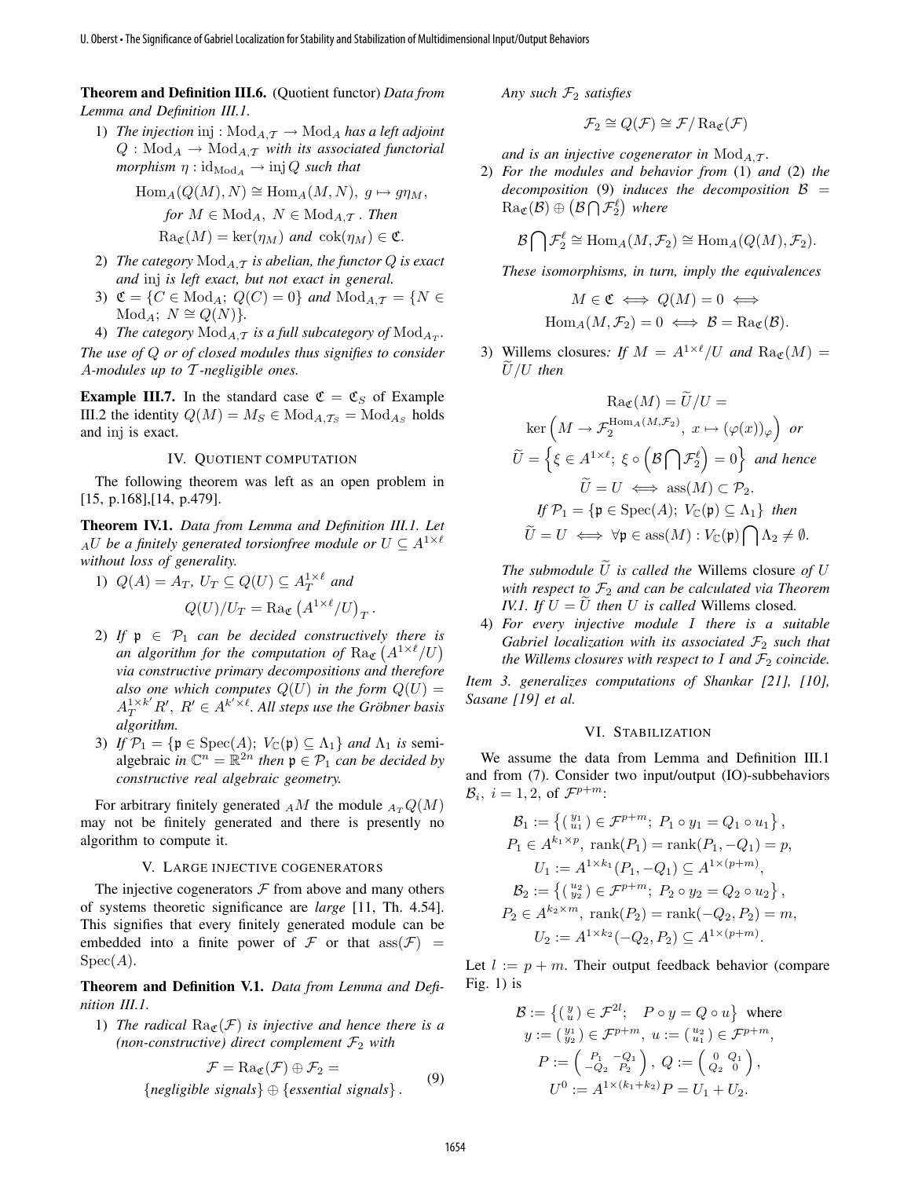**Theorem and Definition III.6.** (Quotient functor) *Data from Lemma and Definition III.1.*

1) *The injection* $\mathrm{inj}: \mathrm{Mod}_{A,\mathcal{T}} \to \mathrm{Mod}_A$ *has a left adjoint* $Q: \mathrm{Mod}_A \to \mathrm{Mod}_{A,\mathcal{T}}$ *with its associated functorial morphism* $\eta: \mathrm{id}_{\mathrm{Mod}_A} \to \mathrm{inj}\, Q$ *such that*

$$\mathrm{Hom}_A(Q(M), N) \cong \mathrm{Hom}_A(M, N),\ g \mapsto g\eta_M,$$

*for* $M \in \mathrm{Mod}_A,\ N \in \mathrm{Mod}_{A,\mathcal{T}}$ *. Then*

$$\mathrm{Ra}_{\mathfrak{C}}(M) = \ker(\eta_M) \text{ and } \mathrm{cok}(\eta_M) \in \mathfrak{C}.$$

2) *The category* $\mathrm{Mod}_{A,\mathcal{T}}$ *is abelian, the functor* $Q$ *is exact and* inj *is left exact, but not exact in general.*

3) $\mathfrak{C} = \{C \in \mathrm{Mod}_A;\ Q(C) = 0\}$ *and* $\mathrm{Mod}_{A,\mathcal{T}} = \{N \in \mathrm{Mod}_A;\ N \cong Q(N)\}$.

4) *The category* $\mathrm{Mod}_{A,\mathcal{T}}$ *is a full subcategory of* $\mathrm{Mod}_{A_\mathcal{T}}$.

*The use of* $Q$ *or of closed modules thus signifies to consider* $A$*-modules up to* $\mathcal{T}$*-negligible ones.*

**Example III.7.** In the standard case $\mathfrak{C} = \mathfrak{C}_S$ of Example III.2 the identity $Q(M) = M_S \in \mathrm{Mod}_{A,\mathcal{T}_S} = \mathrm{Mod}_{A_S}$ holds and inj is exact.

## IV. Quotient Computation

The following theorem was left as an open problem in [15, p.168],[14, p.479].

**Theorem IV.1.** *Data from Lemma and Definition III.1. Let* ${}_AU$ *be a finitely generated torsionfree module or* $U \subseteq A^{1\times\ell}$ *without loss of generality.*

1) $Q(A) = A_T,\ U_T \subseteq Q(U) \subseteq A_T^{1\times\ell}$ *and*

$$Q(U)/U_T = \mathrm{Ra}_{\mathfrak{C}}\left(A^{1\times\ell}/U\right)_T.$$

2) *If* $\mathfrak{p} \in \mathcal{P}_1$ *can be decided constructively there is an algorithm for the computation of* $\mathrm{Ra}_{\mathfrak{C}}\left(A^{1\times\ell}/U\right)$ *via constructive primary decompositions and therefore also one which computes* $Q(U)$ *in the form* $Q(U) = A_T^{1\times k'}R',\ R' \in A^{k'\times\ell}$. *All steps use the Gröbner basis algorithm.*

3) *If* $\mathcal{P}_1 = \{\mathfrak{p} \in \mathrm{Spec}(A);\ V_{\mathbb{C}}(\mathfrak{p}) \subseteq \Lambda_1\}$ *and* $\Lambda_1$ *is* semialgebraic *in* $\mathbb{C}^n = \mathbb{R}^{2n}$ *then* $\mathfrak{p} \in \mathcal{P}_1$ *can be decided by constructive real algebraic geometry.*

For arbitrary finitely generated ${}_AM$ the module ${}_{A_T}Q(M)$ may not be finitely generated and there is presently no algorithm to compute it.

## V. Large Injective Cogenerators

The injective cogenerators $\mathcal{F}$ from above and many others of systems theoretic significance are *large* [11, Th. 4.54]. This signifies that every finitely generated module can be embedded into a finite power of $\mathcal{F}$ or that $\mathrm{ass}(\mathcal{F}) = \mathrm{Spec}(A)$.

**Theorem and Definition V.1.** *Data from Lemma and Definition III.1.*

1) *The radical* $\mathrm{Ra}_{\mathfrak{C}}(\mathcal{F})$ *is injective and hence there is a (non-constructive) direct complement* $\mathcal{F}_2$ *with*

$$\mathcal{F} = \mathrm{Ra}_{\mathfrak{C}}(\mathcal{F}) \oplus \mathcal{F}_2 = \{\text{negligible signals}\} \oplus \{\text{essential signals}\}. \tag{9}$$

*Any such* $\mathcal{F}_2$ *satisfies*

$$\mathcal{F}_2 \cong Q(\mathcal{F}) \cong \mathcal{F}/\mathrm{Ra}_{\mathfrak{C}}(\mathcal{F})$$

*and is an injective cogenerator in* $\mathrm{Mod}_{A,\mathcal{T}}$.

2) *For the modules and behavior from* (1) *and* (2) *the decomposition* (9) *induces the decomposition* $\mathcal{B} = \mathrm{Ra}_{\mathfrak{C}}(\mathcal{B}) \oplus \left(\mathcal{B} \bigcap \mathcal{F}_2^\ell\right)$ *where*

$$\mathcal{B} \bigcap \mathcal{F}_2^\ell \cong \mathrm{Hom}_A(M, \mathcal{F}_2) \cong \mathrm{Hom}_A(Q(M), \mathcal{F}_2).$$

*These isomorphisms, in turn, imply the equivalences*

$$M \in \mathfrak{C} \iff Q(M) = 0 \iff \mathrm{Hom}_A(M, \mathcal{F}_2) = 0 \iff \mathcal{B} = \mathrm{Ra}_{\mathfrak{C}}(\mathcal{B}).$$

3) Willems closures*: If* $M = A^{1\times\ell}/U$ *and* $\mathrm{Ra}_{\mathfrak{C}}(M) = \widetilde{U}/U$ *then*

$$\mathrm{Ra}_{\mathfrak{C}}(M) = \widetilde{U}/U = \ker\left(M \to \mathcal{F}_2^{\mathrm{Hom}_A(M,\mathcal{F}_2)},\ x \mapsto (\varphi(x))_\varphi\right) \text{ or}$$

$$\widetilde{U} = \left\{\xi \in A^{1\times\ell};\ \xi \circ \left(\mathcal{B} \bigcap \mathcal{F}_2^\ell\right) = 0\right\} \text{ and hence}$$

$$\widetilde{U} = U \iff \mathrm{ass}(M) \subset \mathcal{P}_2.$$

*If* $\mathcal{P}_1 = \{\mathfrak{p} \in \mathrm{Spec}(A);\ V_{\mathbb{C}}(\mathfrak{p}) \subseteq \Lambda_1\}$ *then*

$$\widetilde{U} = U \iff \forall \mathfrak{p} \in \mathrm{ass}(M): V_{\mathbb{C}}(\mathfrak{p}) \bigcap \Lambda_2 \neq \emptyset.$$

*The submodule* $\widetilde{U}$ *is called the* Willems closure *of* $U$ *with respect to* $\mathcal{F}_2$ *and can be calculated via Theorem IV.1. If* $U = \widetilde{U}$ *then* $U$ *is called* Willems closed.

4) *For every injective module* $I$ *there is a suitable Gabriel localization with its associated* $\mathcal{F}_2$ *such that the Willems closures with respect to* $I$ *and* $\mathcal{F}_2$ *coincide.*

*Item 3. generalizes computations of Shankar [21], [10], Sasane [19] et al.*

## VI. Stabilization

We assume the data from Lemma and Definition III.1 and from (7). Consider two input/output (IO)-subbehaviors $\mathcal{B}_i,\ i = 1, 2$, of $\mathcal{F}^{p+m}$:

$$\mathcal{B}_1 := \left\{\left(\begin{smallmatrix} y_1 \\ u_1 \end{smallmatrix}\right) \in \mathcal{F}^{p+m};\ P_1 \circ y_1 = Q_1 \circ u_1\right\},$$
$$P_1 \in A^{k_1\times p},\ \mathrm{rank}(P_1) = \mathrm{rank}(P_1, -Q_1) = p,$$
$$U_1 := A^{1\times k_1}(P_1, -Q_1) \subseteq A^{1\times(p+m)},$$
$$\mathcal{B}_2 := \left\{\left(\begin{smallmatrix} u_2 \\ y_2 \end{smallmatrix}\right) \in \mathcal{F}^{p+m};\ P_2 \circ y_2 = Q_2 \circ u_2\right\},$$
$$P_2 \in A^{k_2\times m},\ \mathrm{rank}(P_2) = \mathrm{rank}(-Q_2, P_2) = m,$$
$$U_2 := A^{1\times k_2}(-Q_2, P_2) \subseteq A^{1\times(p+m)}.$$

Let $l := p + m$. Their output feedback behavior (compare Fig. 1) is

$$\mathcal{B} := \left\{\left(\begin{smallmatrix} y \\ u \end{smallmatrix}\right) \in \mathcal{F}^{2l};\quad P \circ y = Q \circ u\right\} \text{ where}$$
$$y := \left(\begin{smallmatrix} y_1 \\ y_2 \end{smallmatrix}\right) \in \mathcal{F}^{p+m},\ u := \left(\begin{smallmatrix} u_2 \\ u_1 \end{smallmatrix}\right) \in \mathcal{F}^{p+m},$$
$$P := \begin{pmatrix} P_1 & -Q_1 \\ -Q_2 & P_2 \end{pmatrix},\ Q := \begin{pmatrix} 0 & Q_1 \\ Q_2 & 0 \end{pmatrix},$$
$$U^0 := A^{1\times(k_1+k_2)}P = U_1 + U_2.$$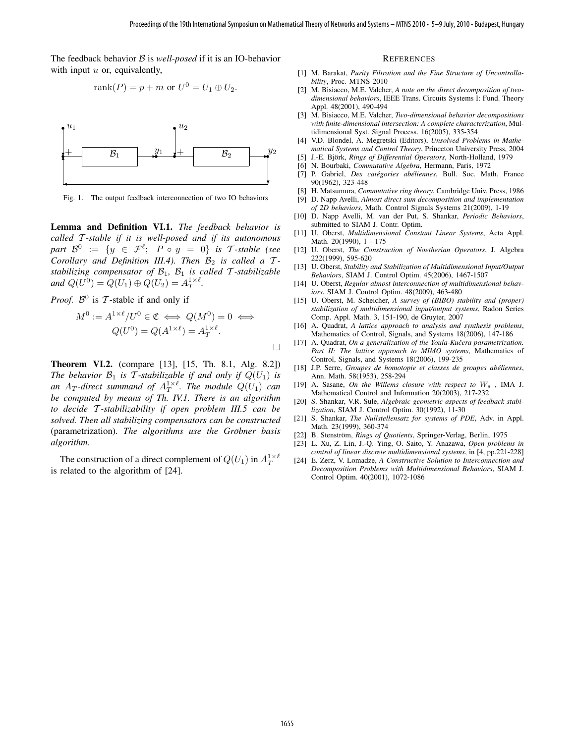The feedback behavior $\mathcal{B}$ is *well-posed* if it is an IO-behavior with input $u$ or, equivalently,

$$\operatorname{rank}(P) = p + m \text{ or } U^0 = U_1 \oplus U_2.$$

$u_1$

$u_2$

$+$

$\mathcal{B}_1$

$y_1$

$+$

$\mathcal{B}_2$

$y_2$

Fig. 1. The output feedback interconnection of two IO behaviors

**Lemma and Definition VI.1.** *The feedback behavior is called $\mathcal{T}$-stable if it is well-posed and if its autonomous part $\mathcal{B}^0 := \{y \in \mathcal{F}^\ell;\ P \circ y = 0\}$ is $\mathcal{T}$-stable (see Corollary and Definition III.4). Then $\mathcal{B}_2$ is called a $\mathcal{T}$-stabilizing compensator of $\mathcal{B}_1$, $\mathcal{B}_1$ is called $\mathcal{T}$-stabilizable and $Q(U^0) = Q(U_1) \oplus Q(U_2) = A_T^{1\times\ell}$.*

*Proof.* $\mathcal{B}^0$ is $\mathcal{T}$-stable if and only if

$$M^0 := A^{1\times\ell}/U^0 \in \mathfrak{C} \iff Q(M^0) = 0 \iff Q(U^0) = Q(A^{1\times\ell}) = A_T^{1\times\ell}.$$

□

**Theorem VI.2.** (compare [13], [15, Th. 8.1, Alg. 8.2]) *The behavior $\mathcal{B}_1$ is $\mathcal{T}$-stabilizable if and only if $Q(U_1)$ is an $A_T$-direct summand of $A_T^{1\times\ell}$. The module $Q(U_1)$ can be computed by means of Th. IV.1. There is an algorithm to decide $\mathcal{T}$-stabilizability if open problem III.5 can be solved. Then all stabilizing compensators can be constructed* (parametrization). *The algorithms use the Gröbner basis algorithm.*

The construction of a direct complement of $Q(U_1)$ in $A_T^{1\times\ell}$ is related to the algorithm of [24].

## References

[1] M. Barakat, *Purity Filtration and the Fine Structure of Uncontrollability*, Proc. MTNS 2010

[2] M. Bisiacco, M.E. Valcher, *A note on the direct decomposition of two-dimensional behaviors*, IEEE Trans. Circuits Systems I: Fund. Theory Appl. 48(2001), 490-494

[3] M. Bisiacco, M.E. Valcher, *Two-dimensional behavior decompositions with finite-dimensional intersection: A complete characterization*, Multidimensional Syst. Signal Process. 16(2005), 335-354

[4] V.D. Blondel, A. Megretski (Editors), *Unsolved Problems in Mathematical Systems and Control Theory*, Princeton University Press, 2004

[5] J.-E. Björk, *Rings of Differential Operators*, North-Holland, 1979

[6] N. Bourbaki, *Commutative Algebra*, Hermann, Paris, 1972

[7] P. Gabriel, *Des catégories abéliennes*, Bull. Soc. Math. France 90(1962), 323-448

[8] H. Matsumura, *Commutative ring theory*, Cambridge Univ. Press, 1986

[9] D. Napp Avelli, *Almost direct sum decomposition and implementation of 2D behaviors*, Math. Control Signals Systems 21(2009), 1-19

[10] D. Napp Avelli, M. van der Put, S. Shankar, *Periodic Behaviors*, submitted to SIAM J. Contr. Optim.

[11] U. Oberst, *Multidimensional Constant Linear Systems*, Acta Appl. Math. 20(1990), 1 - 175

[12] U. Oberst, *The Construction of Noetherian Operators*, J. Algebra 222(1999), 595-620

[13] U. Oberst, *Stability and Stabilization of Multidimensional Input/Output Behaviors*, SIAM J. Control Optim. 45(2006), 1467-1507

[14] U. Oberst, *Regular almost interconnection of multidimensional behaviors*, SIAM J. Control Optim. 48(2009), 463-480

[15] U. Oberst, M. Scheicher, *A survey of (BIBO) stability and (proper) stabilization of multidimensional input/output systems*, Radon Series Comp. Appl. Math. 3, 151-190, de Gruyter, 2007

[16] A. Quadrat, *A lattice approach to analysis and synthesis problems*, Mathematics of Control, Signals, and Systems 18(2006), 147-186

[17] A. Quadrat, *On a generalization of the Youla-Kučera parametrization. Part II: The lattice approach to MIMO systems*, Mathematics of Control, Signals, and Systems 18(2006), 199-235

[18] J.P. Serre, *Groupes de homotopie et classes de groupes abéliennes*, Ann. Math. 58(1953), 258-294

[19] A. Sasane, *On the Willems closure with respect to $W_s$*, IMA J. Mathematical Control and Information 20(2003), 217-232

[20] S. Shankar, V.R. Sule, *Algebraic geometric aspects of feedback stabilization*, SIAM J. Control Optim. 30(1992), 11-30

[21] S. Shankar, *The Nullstellensatz for systems of PDE*, Adv. in Appl. Math. 23(1999), 360-374

[22] B. Stenström, *Rings of Quotients*, Springer-Verlag, Berlin, 1975

[23] L. Xu, Z. Lin, J.-Q. Ying, O. Saito, Y. Anazawa, *Open problems in control of linear discrete multidimensional systems*, in [4, pp.221-228]

[24] E. Zerz, V. Lomadze, *A Constructive Solution to Interconnection and Decomposition Problems with Multidimensional Behaviors*, SIAM J. Control Optim. 40(2001), 1072-1086